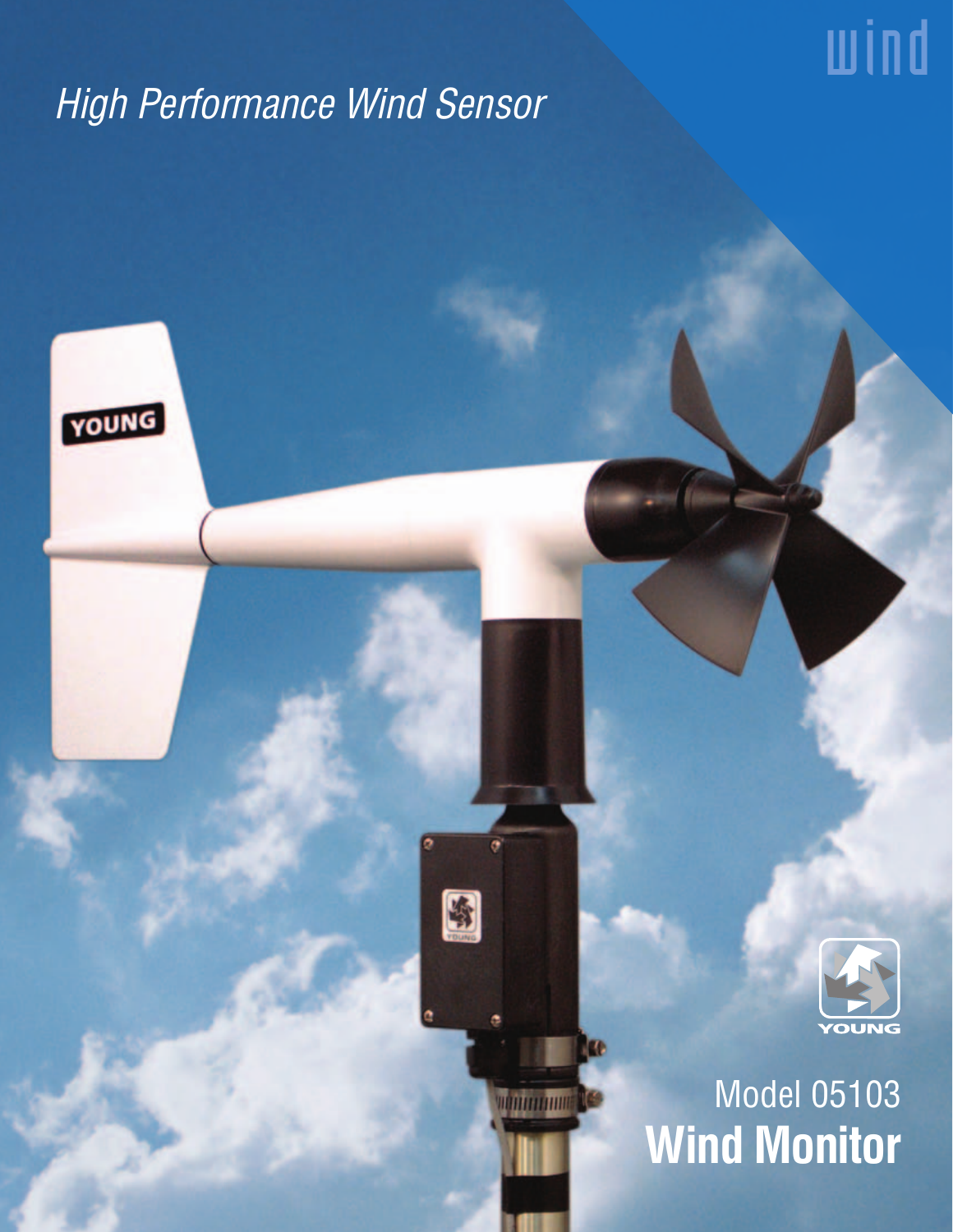wind

*High Performance Wind Sensor*

Model 05103

**Wind Monitor**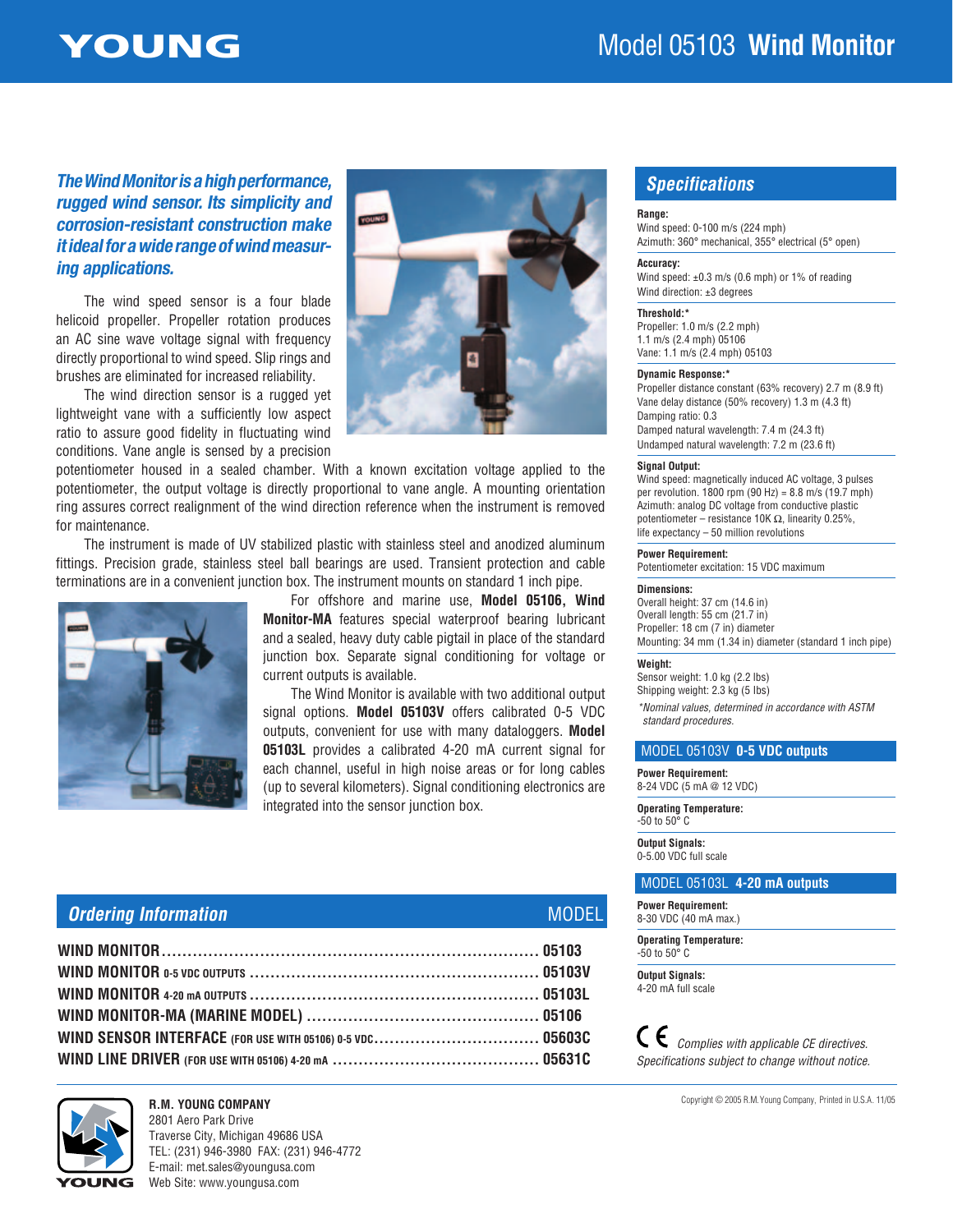# YOUNG

# Model 05103 **Wind Monitor**

***The Wind Monitor is a high performance, rugged wind sensor. Its simplicity and corrosion-resistant construction make it ideal for a wide range of wind measuring applications.***

The wind speed sensor is a four blade helicoid propeller. Propeller rotation produces an AC sine wave voltage signal with frequency directly proportional to wind speed. Slip rings and brushes are eliminated for increased reliability.

The wind direction sensor is a rugged yet lightweight vane with a sufficiently low aspect ratio to assure good fidelity in fluctuating wind conditions. Vane angle is sensed by a precision potentiometer housed in a sealed chamber. With a known excitation voltage applied to the potentiometer, the output voltage is directly proportional to vane angle. A mounting orientation ring assures correct realignment of the wind direction reference when the instrument is removed for maintenance.

The instrument is made of UV stabilized plastic with stainless steel and anodized aluminum fittings. Precision grade, stainless steel ball bearings are used. Transient protection and cable terminations are in a convenient junction box. The instrument mounts on standard 1 inch pipe.

For offshore and marine use, **Model 05106, Wind Monitor-MA** features special waterproof bearing lubricant and a sealed, heavy duty cable pigtail in place of the standard junction box. Separate signal conditioning for voltage or current outputs is available.

The Wind Monitor is available with two additional output signal options. **Model 05103V** offers calibrated 0-5 VDC outputs, convenient for use with many dataloggers. **Model 05103L** provides a calibrated 4-20 mA current signal for each channel, useful in high noise areas or for long cables (up to several kilometers). Signal conditioning electronics are integrated into the sensor junction box.

## Ordering Information

| | MODEL |
|---|---|
| WIND MONITOR | 05103 |
| WIND MONITOR 0-5 VDC OUTPUTS | 05103V |
| WIND MONITOR 4-20 mA OUTPUTS | 05103L |
| WIND MONITOR-MA (MARINE MODEL) | 05106 |
| WIND SENSOR INTERFACE (FOR USE WITH 05106) 0-5 VDC | 05603C |
| WIND LINE DRIVER (FOR USE WITH 05106) 4-20 mA | 05631C |

## Specifications

**Range:**
Wind speed: 0-100 m/s (224 mph)
Azimuth: 360° mechanical, 355° electrical (5° open)

**Accuracy:**
Wind speed: ±0.3 m/s (0.6 mph) or 1% of reading
Wind direction: ±3 degrees

**Threshold:***
Propeller: 1.0 m/s (2.2 mph)
1.1 m/s (2.4 mph) 05106
Vane: 1.1 m/s (2.4 mph) 05103

**Dynamic Response:***
Propeller distance constant (63% recovery) 2.7 m (8.9 ft)
Vane delay distance (50% recovery) 1.3 m (4.3 ft)
Damping ratio: 0.3
Damped natural wavelength: 7.4 m (24.3 ft)
Undamped natural wavelength: 7.2 m (23.6 ft)

**Signal Output:**
Wind speed: magnetically induced AC voltage, 3 pulses per revolution. 1800 rpm (90 Hz) = 8.8 m/s (19.7 mph)
Azimuth: analog DC voltage from conductive plastic potentiometer – resistance 10K Ω, linearity 0.25%, life expectancy – 50 million revolutions

**Power Requirement:**
Potentiometer excitation: 15 VDC maximum

**Dimensions:**
Overall height: 37 cm (14.6 in)
Overall length: 55 cm (21.7 in)
Propeller: 18 cm (7 in) diameter
Mounting: 34 mm (1.34 in) diameter (standard 1 inch pipe)

**Weight:**
Sensor weight: 1.0 kg (2.2 lbs)
Shipping weight: 2.3 kg (5 lbs)

*\*Nominal values, determined in accordance with ASTM standard procedures.*

### MODEL 05103V **0-5 VDC outputs**

**Power Requirement:**
8-24 VDC (5 mA @ 12 VDC)

**Operating Temperature:**
-50 to 50° C

**Output Signals:**
0-5.00 VDC full scale

### MODEL 05103L **4-20 mA outputs**

**Power Requirement:**
8-30 VDC (40 mA max.)

**Operating Temperature:**
-50 to 50° C

**Output Signals:**
4-20 mA full scale

CE *Complies with applicable CE directives.*
*Specifications subject to change without notice.*

**R.M. YOUNG COMPANY**
2801 Aero Park Drive
Traverse City, Michigan 49686 USA
TEL: (231) 946-3980 FAX: (231) 946-4772
E-mail: met.sales@youngusa.com
Web Site: www.youngusa.com

Copyright © 2005 R.M.Young Company, Printed in U.S.A. 11/05